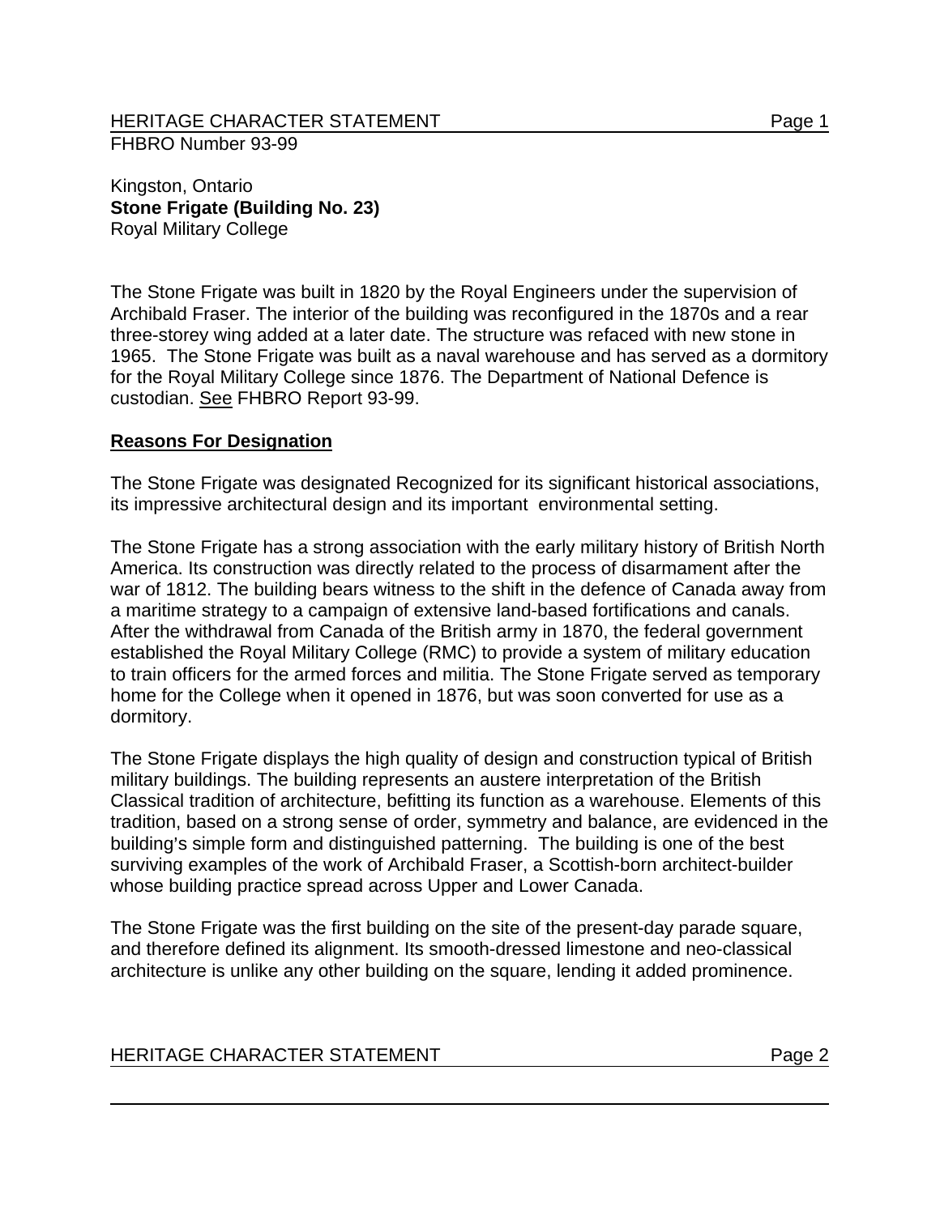FHBRO Number 93-99

Kingston, Ontario
**Stone Frigate (Building No. 23)**
Royal Military College

The Stone Frigate was built in 1820 by the Royal Engineers under the supervision of Archibald Fraser. The interior of the building was reconfigured in the 1870s and a rear three-storey wing added at a later date. The structure was refaced with new stone in 1965. The Stone Frigate was built as a naval warehouse and has served as a dormitory for the Royal Military College since 1876. The Department of National Defence is custodian. See FHBRO Report 93-99.

## Reasons For Designation

The Stone Frigate was designated Recognized for its significant historical associations, its impressive architectural design and its important environmental setting.

The Stone Frigate has a strong association with the early military history of British North America. Its construction was directly related to the process of disarmament after the war of 1812. The building bears witness to the shift in the defence of Canada away from a maritime strategy to a campaign of extensive land-based fortifications and canals. After the withdrawal from Canada of the British army in 1870, the federal government established the Royal Military College (RMC) to provide a system of military education to train officers for the armed forces and militia. The Stone Frigate served as temporary home for the College when it opened in 1876, but was soon converted for use as a dormitory.

The Stone Frigate displays the high quality of design and construction typical of British military buildings. The building represents an austere interpretation of the British Classical tradition of architecture, befitting its function as a warehouse. Elements of this tradition, based on a strong sense of order, symmetry and balance, are evidenced in the building's simple form and distinguished patterning. The building is one of the best surviving examples of the work of Archibald Fraser, a Scottish-born architect-builder whose building practice spread across Upper and Lower Canada.

The Stone Frigate was the first building on the site of the present-day parade square, and therefore defined its alignment. Its smooth-dressed limestone and neo-classical architecture is unlike any other building on the square, lending it added prominence.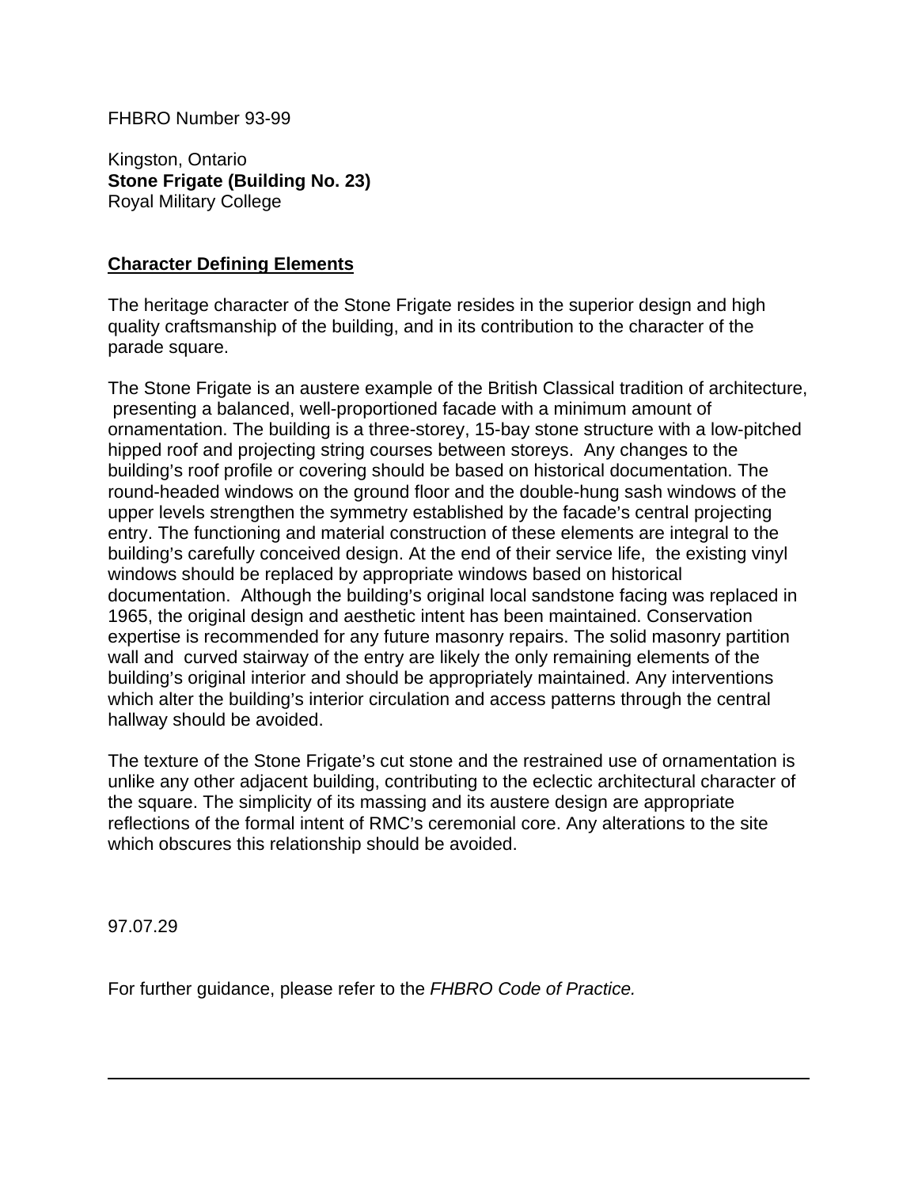FHBRO Number 93-99

Kingston, Ontario
**Stone Frigate (Building No. 23)**
Royal Military College

## Character Defining Elements

The heritage character of the Stone Frigate resides in the superior design and high quality craftsmanship of the building, and in its contribution to the character of the parade square.

The Stone Frigate is an austere example of the British Classical tradition of architecture, presenting a balanced, well-proportioned facade with a minimum amount of ornamentation. The building is a three-storey, 15-bay stone structure with a low-pitched hipped roof and projecting string courses between storeys. Any changes to the building's roof profile or covering should be based on historical documentation. The round-headed windows on the ground floor and the double-hung sash windows of the upper levels strengthen the symmetry established by the facade's central projecting entry. The functioning and material construction of these elements are integral to the building's carefully conceived design. At the end of their service life, the existing vinyl windows should be replaced by appropriate windows based on historical documentation. Although the building's original local sandstone facing was replaced in 1965, the original design and aesthetic intent has been maintained. Conservation expertise is recommended for any future masonry repairs. The solid masonry partition wall and curved stairway of the entry are likely the only remaining elements of the building's original interior and should be appropriately maintained. Any interventions which alter the building's interior circulation and access patterns through the central hallway should be avoided.

The texture of the Stone Frigate's cut stone and the restrained use of ornamentation is unlike any other adjacent building, contributing to the eclectic architectural character of the square. The simplicity of its massing and its austere design are appropriate reflections of the formal intent of RMC's ceremonial core. Any alterations to the site which obscures this relationship should be avoided.

97.07.29

For further guidance, please refer to the *FHBRO Code of Practice.*